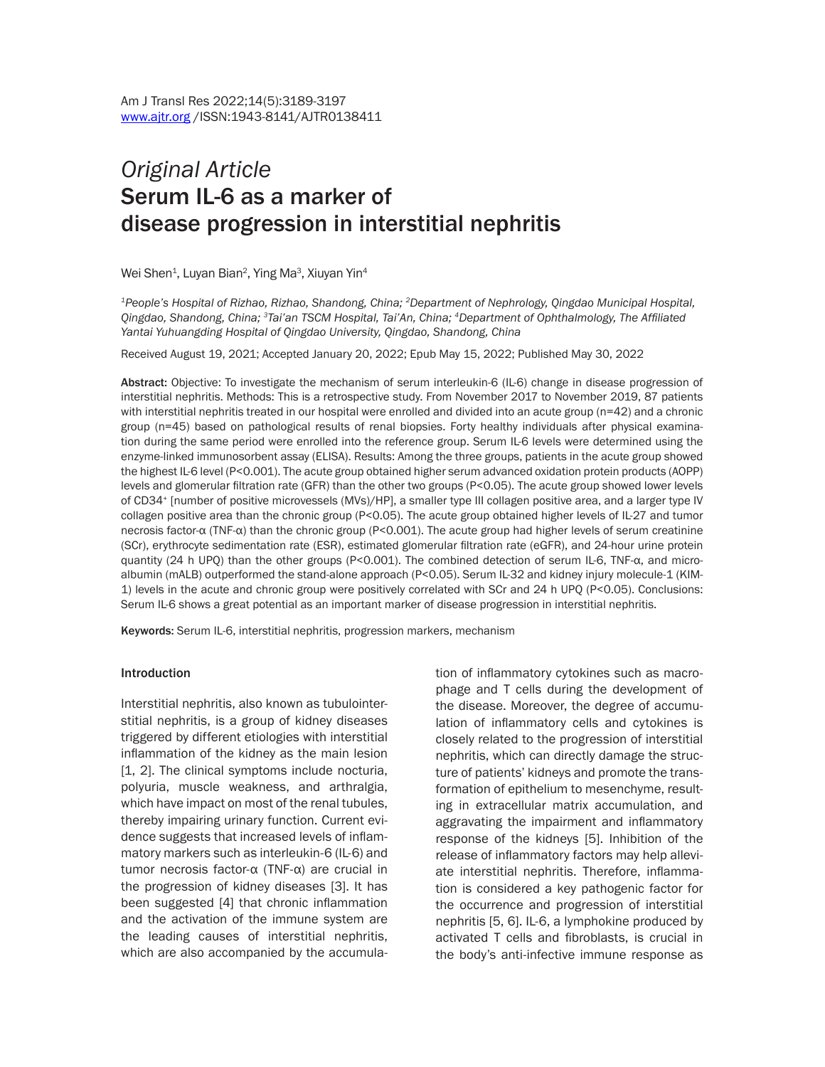*Original Article*
# Serum IL-6 as a marker of disease progression in interstitial nephritis

Wei Shen[1], Luyan Bian[2], Ying Ma[3], Xiuyan Yin[4]

[1]*People's Hospital of Rizhao, Rizhao, Shandong, China;* [2]*Department of Nephrology, Qingdao Municipal Hospital, Qingdao, Shandong, China;* [3]*Tai'an TSCM Hospital, Tai'An, China;* [4]*Department of Ophthalmology, The Affiliated Yantai Yuhuangding Hospital of Qingdao University, Qingdao, Shandong, China*

Received August 19, 2021; Accepted January 20, 2022; Epub May 15, 2022; Published May 30, 2022

**Abstract:** Objective: To investigate the mechanism of serum interleukin-6 (IL-6) change in disease progression of interstitial nephritis. Methods: This is a retrospective study. From November 2017 to November 2019, 87 patients with interstitial nephritis treated in our hospital were enrolled and divided into an acute group (n=42) and a chronic group (n=45) based on pathological results of renal biopsies. Forty healthy individuals after physical examination during the same period were enrolled into the reference group. Serum IL-6 levels were determined using the enzyme-linked immunosorbent assay (ELISA). Results: Among the three groups, patients in the acute group showed the highest IL-6 level ($P<0.001$). The acute group obtained higher serum advanced oxidation protein products (AOPP) levels and glomerular filtration rate (GFR) than the other two groups ($P<0.05$). The acute group showed lower levels of $CD34^+$ [number of positive microvessels (MVs)/HP], a smaller type III collagen positive area, and a larger type IV collagen positive area than the chronic group ($P<0.05$). The acute group obtained higher levels of IL-27 and tumor necrosis factor-α (TNF-α) than the chronic group ($P<0.001$). The acute group had higher levels of serum creatinine (SCr), erythrocyte sedimentation rate (ESR), estimated glomerular filtration rate (eGFR), and 24-hour urine protein quantity (24 h UPQ) than the other groups ($P<0.001$). The combined detection of serum IL-6, TNF-α, and microalbumin (mALB) outperformed the stand-alone approach ($P<0.05$). Serum IL-32 and kidney injury molecule-1 (KIM-1) levels in the acute and chronic group were positively correlated with SCr and 24 h UPQ ($P<0.05$). Conclusions: Serum IL-6 shows a great potential as an important marker of disease progression in interstitial nephritis.

**Keywords:** Serum IL-6, interstitial nephritis, progression markers, mechanism

## Introduction

Interstitial nephritis, also known as tubulointerstitial nephritis, is a group of kidney diseases triggered by different etiologies with interstitial inflammation of the kidney as the main lesion [1, 2]. The clinical symptoms include nocturia, polyuria, muscle weakness, and arthralgia, which have impact on most of the renal tubules, thereby impairing urinary function. Current evidence suggests that increased levels of inflammatory markers such as interleukin-6 (IL-6) and tumor necrosis factor-α (TNF-α) are crucial in the progression of kidney diseases [3]. It has been suggested [4] that chronic inflammation and the activation of the immune system are the leading causes of interstitial nephritis, which are also accompanied by the accumulation of inflammatory cytokines such as macrophage and T cells during the development of the disease. Moreover, the degree of accumulation of inflammatory cells and cytokines is closely related to the progression of interstitial nephritis, which can directly damage the structure of patients' kidneys and promote the transformation of epithelium to mesenchyme, resulting in extracellular matrix accumulation, and aggravating the impairment and inflammatory response of the kidneys [5]. Inhibition of the release of inflammatory factors may help alleviate interstitial nephritis. Therefore, inflammation is considered a key pathogenic factor for the occurrence and progression of interstitial nephritis [5, 6]. IL-6, a lymphokine produced by activated T cells and fibroblasts, is crucial in the body's anti-infective immune response as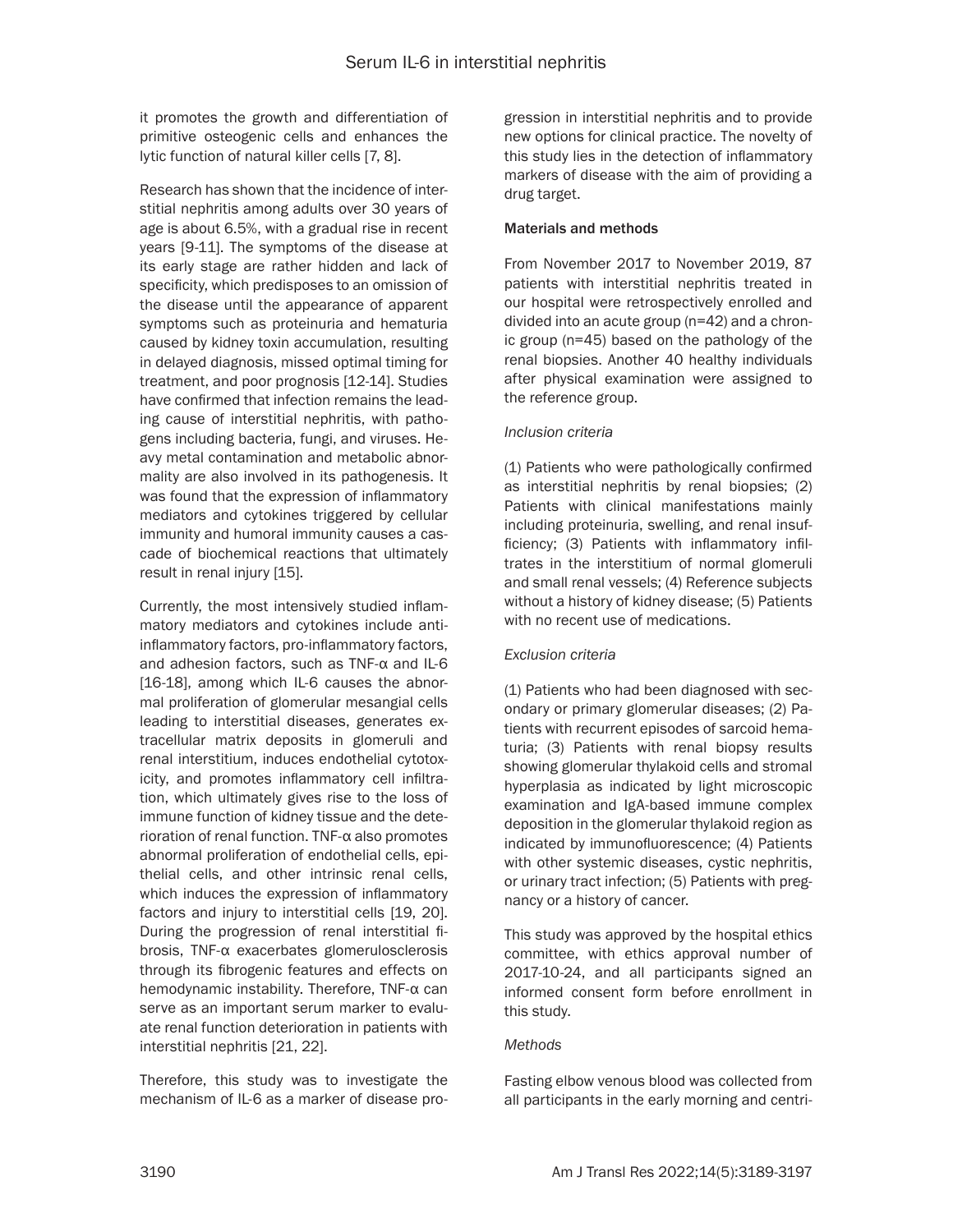it promotes the growth and differentiation of primitive osteogenic cells and enhances the lytic function of natural killer cells [7, 8].

Research has shown that the incidence of interstitial nephritis among adults over 30 years of age is about 6.5%, with a gradual rise in recent years [9-11]. The symptoms of the disease at its early stage are rather hidden and lack of specificity, which predisposes to an omission of the disease until the appearance of apparent symptoms such as proteinuria and hematuria caused by kidney toxin accumulation, resulting in delayed diagnosis, missed optimal timing for treatment, and poor prognosis [12-14]. Studies have confirmed that infection remains the leading cause of interstitial nephritis, with pathogens including bacteria, fungi, and viruses. Heavy metal contamination and metabolic abnormality are also involved in its pathogenesis. It was found that the expression of inflammatory mediators and cytokines triggered by cellular immunity and humoral immunity causes a cascade of biochemical reactions that ultimately result in renal injury [15].

Currently, the most intensively studied inflammatory mediators and cytokines include anti-inflammatory factors, pro-inflammatory factors, and adhesion factors, such as TNF-α and IL-6 [16-18], among which IL-6 causes the abnormal proliferation of glomerular mesangial cells leading to interstitial diseases, generates extracellular matrix deposits in glomeruli and renal interstitium, induces endothelial cytotoxicity, and promotes inflammatory cell infiltration, which ultimately gives rise to the loss of immune function of kidney tissue and the deterioration of renal function. TNF-α also promotes abnormal proliferation of endothelial cells, epithelial cells, and other intrinsic renal cells, which induces the expression of inflammatory factors and injury to interstitial cells [19, 20]. During the progression of renal interstitial fibrosis, TNF-α exacerbates glomerulosclerosis through its fibrogenic features and effects on hemodynamic instability. Therefore, TNF-α can serve as an important serum marker to evaluate renal function deterioration in patients with interstitial nephritis [21, 22].

Therefore, this study was to investigate the mechanism of IL-6 as a marker of disease progression in interstitial nephritis and to provide new options for clinical practice. The novelty of this study lies in the detection of inflammatory markers of disease with the aim of providing a drug target.

## Materials and methods

From November 2017 to November 2019, 87 patients with interstitial nephritis treated in our hospital were retrospectively enrolled and divided into an acute group (n=42) and a chronic group (n=45) based on the pathology of the renal biopsies. Another 40 healthy individuals after physical examination were assigned to the reference group.

### *Inclusion criteria*

(1) Patients who were pathologically confirmed as interstitial nephritis by renal biopsies; (2) Patients with clinical manifestations mainly including proteinuria, swelling, and renal insufficiency; (3) Patients with inflammatory infiltrates in the interstitium of normal glomeruli and small renal vessels; (4) Reference subjects without a history of kidney disease; (5) Patients with no recent use of medications.

### *Exclusion criteria*

(1) Patients who had been diagnosed with secondary or primary glomerular diseases; (2) Patients with recurrent episodes of sarcoid hematuria; (3) Patients with renal biopsy results showing glomerular thylakoid cells and stromal hyperplasia as indicated by light microscopic examination and IgA-based immune complex deposition in the glomerular thylakoid region as indicated by immunofluorescence; (4) Patients with other systemic diseases, cystic nephritis, or urinary tract infection; (5) Patients with pregnancy or a history of cancer.

This study was approved by the hospital ethics committee, with ethics approval number of 2017-10-24, and all participants signed an informed consent form before enrollment in this study.

### *Methods*

Fasting elbow venous blood was collected from all participants in the early morning and centri-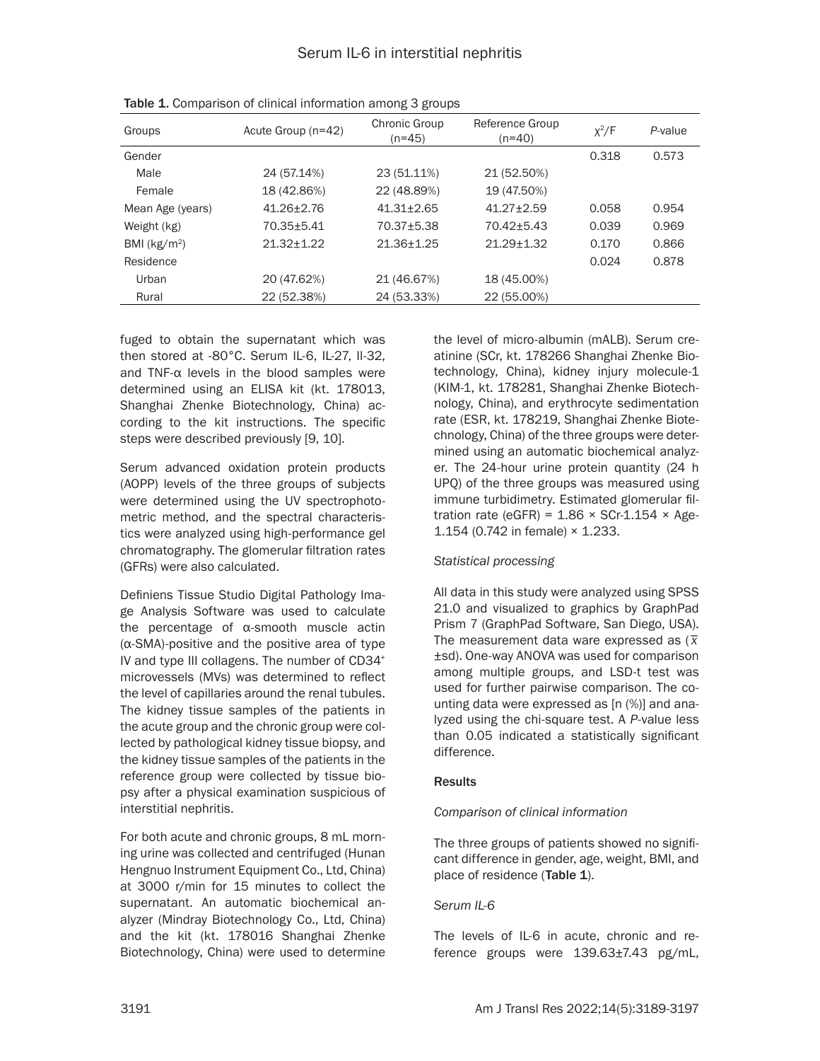Table 1. Comparison of clinical information among 3 groups

| Groups | Acute Group (n=42) | Chronic Group (n=45) | Reference Group (n=40) | $\chi^2$/F | *P*-value |
|---|---|---|---|---|---|
| Gender | | | | 0.318 | 0.573 |
| Male | 24 (57.14%) | 23 (51.11%) | 21 (52.50%) | | |
| Female | 18 (42.86%) | 22 (48.89%) | 19 (47.50%) | | |
| Mean Age (years) | 41.26±2.76 | 41.31±2.65 | 41.27±2.59 | 0.058 | 0.954 |
| Weight (kg) | 70.35±5.41 | 70.37±5.38 | 70.42±5.43 | 0.039 | 0.969 |
| BMI (kg/m$^2$) | 21.32±1.22 | 21.36±1.25 | 21.29±1.32 | 0.170 | 0.866 |
| Residence | | | | 0.024 | 0.878 |
| Urban | 20 (47.62%) | 21 (46.67%) | 18 (45.00%) | | |
| Rural | 22 (52.38%) | 24 (53.33%) | 22 (55.00%) | | |

fuged to obtain the supernatant which was then stored at -80°C. Serum IL-6, IL-27, Il-32, and TNF-α levels in the blood samples were determined using an ELISA kit (kt. 178013, Shanghai Zhenke Biotechnology, China) according to the kit instructions. The specific steps were described previously [9, 10].

Serum advanced oxidation protein products (AOPP) levels of the three groups of subjects were determined using the UV spectrophotometric method, and the spectral characteristics were analyzed using high-performance gel chromatography. The glomerular filtration rates (GFRs) were also calculated.

Definiens Tissue Studio Digital Pathology Image Analysis Software was used to calculate the percentage of α-smooth muscle actin (α-SMA)-positive and the positive area of type IV and type III collagens. The number of CD34$^+$ microvessels (MVs) was determined to reflect the level of capillaries around the renal tubules. The kidney tissue samples of the patients in the acute group and the chronic group were collected by pathological kidney tissue biopsy, and the kidney tissue samples of the patients in the reference group were collected by tissue biopsy after a physical examination suspicious of interstitial nephritis.

For both acute and chronic groups, 8 mL morning urine was collected and centrifuged (Hunan Hengnuo Instrument Equipment Co., Ltd, China) at 3000 r/min for 15 minutes to collect the supernatant. An automatic biochemical analyzer (Mindray Biotechnology Co., Ltd, China) and the kit (kt. 178016 Shanghai Zhenke Biotechnology, China) were used to determine the level of micro-albumin (mALB). Serum creatinine (SCr, kt. 178266 Shanghai Zhenke Biotechnology, China), kidney injury molecule-1 (KIM-1, kt. 178281, Shanghai Zhenke Biotechnology, China), and erythrocyte sedimentation rate (ESR, kt. 178219, Shanghai Zhenke Biotechnology, China) of the three groups were determined using an automatic biochemical analyzer. The 24-hour urine protein quantity (24 h UPQ) of the three groups was measured using immune turbidimetry. Estimated glomerular filtration rate (eGFR) = 1.86 × SCr-1.154 × Age-1.154 (0.742 in female) × 1.233.

### *Statistical processing*

All data in this study were analyzed using SPSS 21.0 and visualized to graphics by GraphPad Prism 7 (GraphPad Software, San Diego, USA). The measurement data ware expressed as ($\bar{x}$ ±sd). One-way ANOVA was used for comparison among multiple groups, and LSD-t test was used for further pairwise comparison. The counting data were expressed as [n (%)] and analyzed using the chi-square test. A *P*-value less than 0.05 indicated a statistically significant difference.

## Results

### *Comparison of clinical information*

The three groups of patients showed no significant difference in gender, age, weight, BMI, and place of residence (**Table 1**).

### *Serum IL-6*

The levels of IL-6 in acute, chronic and reference groups were 139.63±7.43 pg/mL,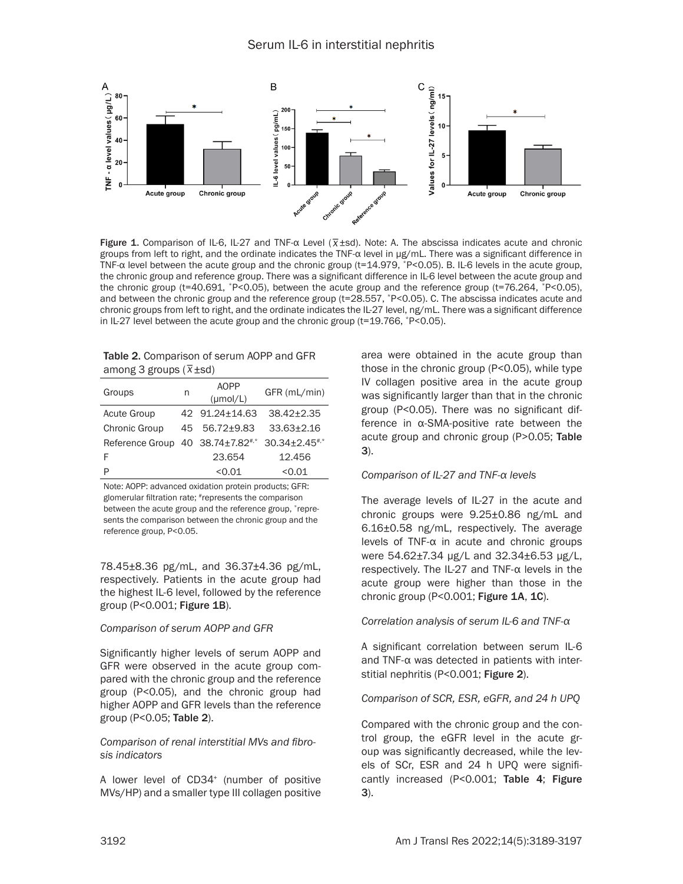Figure 1. Comparison of IL-6, IL-27 and TNF-α Level ($\overline{x}$±sd). Note: A. The abscissa indicates acute and chronic groups from left to right, and the ordinate indicates the TNF-α level in μg/mL. There was a significant difference in TNF-α level between the acute group and the chronic group (t=14.979, *P<0.05). B. IL-6 levels in the acute group, the chronic group and reference group. There was a significant difference in IL-6 level between the acute group and the chronic group (t=40.691, *P<0.05), between the acute group and the reference group (t=76.264, *P<0.05), and between the chronic group and the reference group (t=28.557, *P<0.05). C. The abscissa indicates acute and chronic groups from left to right, and the ordinate indicates the IL-27 level, ng/mL. There was a significant difference in IL-27 level between the acute group and the chronic group (t=19.766, *P<0.05).

78.45±8.36 pg/mL, and 36.37±4.36 pg/mL, respectively. Patients in the acute group had the highest IL-6 level, followed by the reference group (P<0.001; Figure 1B).

*Comparison of serum AOPP and GFR*

Significantly higher levels of serum AOPP and GFR were observed in the acute group compared with the chronic group and the reference group (P<0.05), and the chronic group had higher AOPP and GFR levels than the reference group (P<0.05; Table 2).

Table 2. Comparison of serum AOPP and GFR among 3 groups ($\overline{x}$±sd)

| Groups | n | AOPP (μmol/L) | GFR (mL/min) |
|---|---|---|---|
| Acute Group | 42 | 91.24±14.63 | 38.42±2.35 |
| Chronic Group | 45 | 56.72±9.83 | 33.63±2.16 |
| Reference Group | 40 | 38.74±7.82#,* | 30.34±2.45#,* |
| F | | 23.654 | 12.456 |
| P | | <0.01 | <0.01 |

Note: AOPP: advanced oxidation protein products; GFR: glomerular filtration rate; #represents the comparison between the acute group and the reference group, *represents the comparison between the chronic group and the reference group, P<0.05.

*Comparison of renal interstitial MVs and fibrosis indicators*

A lower level of CD34+ (number of positive MVs/HP) and a smaller type III collagen positive area were obtained in the acute group than those in the chronic group (P<0.05), while type IV collagen positive area in the acute group was significantly larger than that in the chronic group (P<0.05). There was no significant difference in α-SMA-positive rate between the acute group and chronic group (P>0.05; Table 3).

*Comparison of IL-27 and TNF-α levels*

The average levels of IL-27 in the acute and chronic groups were 9.25±0.86 ng/mL and 6.16±0.58 ng/mL, respectively. The average levels of TNF-α in acute and chronic groups were 54.62±7.34 μg/L and 32.34±6.53 μg/L, respectively. The IL-27 and TNF-α levels in the acute group were higher than those in the chronic group (P<0.001; Figure 1A, 1C).

*Correlation analysis of serum IL-6 and TNF-α*

A significant correlation between serum IL-6 and TNF-α was detected in patients with interstitial nephritis (P<0.001; Figure 2).

*Comparison of SCR, ESR, eGFR, and 24 h UPQ*

Compared with the chronic group and the control group, the eGFR level in the acute group was significantly decreased, while the levels of SCr, ESR and 24 h UPQ were significantly increased (P<0.001; Table 4; Figure 3).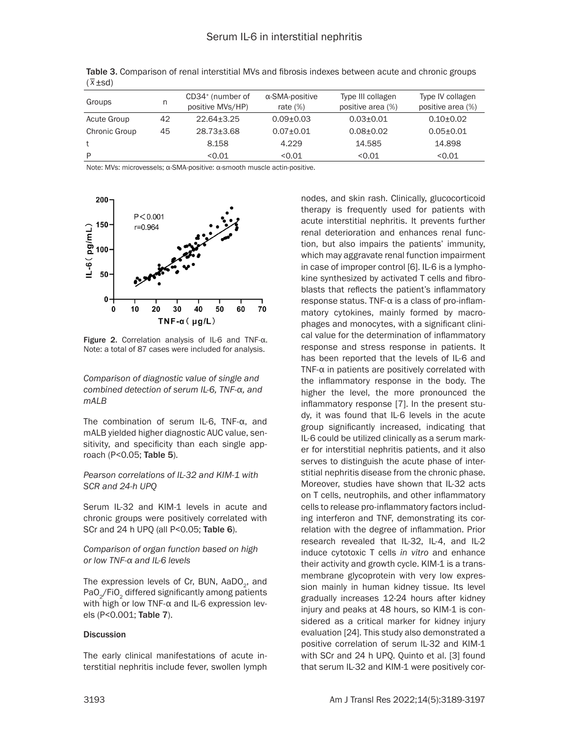Table 3. Comparison of renal interstitial MVs and fibrosis indexes between acute and chronic groups ($\bar{x}$±sd)

| Groups | n | $CD34^+$ (number of positive MVs/HP) | α-SMA-positive rate (%) | Type III collagen positive area (%) | Type IV collagen positive area (%) |
|---|---|---|---|---|---|
| Acute Group | 42 | 22.64±3.25 | 0.09±0.03 | 0.03±0.01 | 0.10±0.02 |
| Chronic Group | 45 | 28.73±3.68 | 0.07±0.01 | 0.08±0.02 | 0.05±0.01 |
| t | | 8.158 | 4.229 | 14.585 | 14.898 |
| P | | <0.01 | <0.01 | <0.01 | <0.01 |

Note: MVs: microvessels; α-SMA-positive: α-smooth muscle actin-positive.

Figure 2. Correlation analysis of IL-6 and TNF-α. Note: a total of 87 cases were included for analysis.

*Comparison of diagnostic value of single and combined detection of serum IL-6, TNF-α, and mALB*

The combination of serum IL-6, TNF-α, and mALB yielded higher diagnostic AUC value, sensitivity, and specificity than each single approach (P<0.05; **Table 5**).

*Pearson correlations of IL-32 and KIM-1 with SCR and 24-h UPQ*

Serum IL-32 and KIM-1 levels in acute and chronic groups were positively correlated with SCr and 24 h UPQ (all P<0.05; **Table 6**).

*Comparison of organ function based on high or low TNF-α and IL-6 levels*

The expression levels of Cr, BUN, $AaDO_2$, and $PaO_2/FiO_2$ differed significantly among patients with high or low TNF-α and IL-6 expression levels (P<0.001; **Table 7**).

## Discussion

The early clinical manifestations of acute interstitial nephritis include fever, swollen lymph nodes, and skin rash. Clinically, glucocorticoid therapy is frequently used for patients with acute interstitial nephritis. It prevents further renal deterioration and enhances renal function, but also impairs the patients' immunity, which may aggravate renal function impairment in case of improper control [6]. IL-6 is a lymphokine synthesized by activated T cells and fibroblasts that reflects the patient's inflammatory response status. TNF-α is a class of pro-inflammatory cytokines, mainly formed by macrophages and monocytes, with a significant clinical value for the determination of inflammatory response and stress response in patients. It has been reported that the levels of IL-6 and TNF-α in patients are positively correlated with the inflammatory response in the body. The higher the level, the more pronounced the inflammatory response [7]. In the present study, it was found that IL-6 levels in the acute group significantly increased, indicating that IL-6 could be utilized clinically as a serum marker for interstitial nephritis patients, and it also serves to distinguish the acute phase of interstitial nephritis disease from the chronic phase. Moreover, studies have shown that IL-32 acts on T cells, neutrophils, and other inflammatory cells to release pro-inflammatory factors including interferon and TNF, demonstrating its correlation with the degree of inflammation. Prior research revealed that IL-32, IL-4, and IL-2 induce cytotoxic T cells *in vitro* and enhance their activity and growth cycle. KIM-1 is a transmembrane glycoprotein with very low expression mainly in human kidney tissue. Its level gradually increases 12-24 hours after kidney injury and peaks at 48 hours, so KIM-1 is considered as a critical marker for kidney injury evaluation [24]. This study also demonstrated a positive correlation of serum IL-32 and KIM-1 with SCr and 24 h UPQ. Quinto et al. [3] found that serum IL-32 and KIM-1 were positively cor-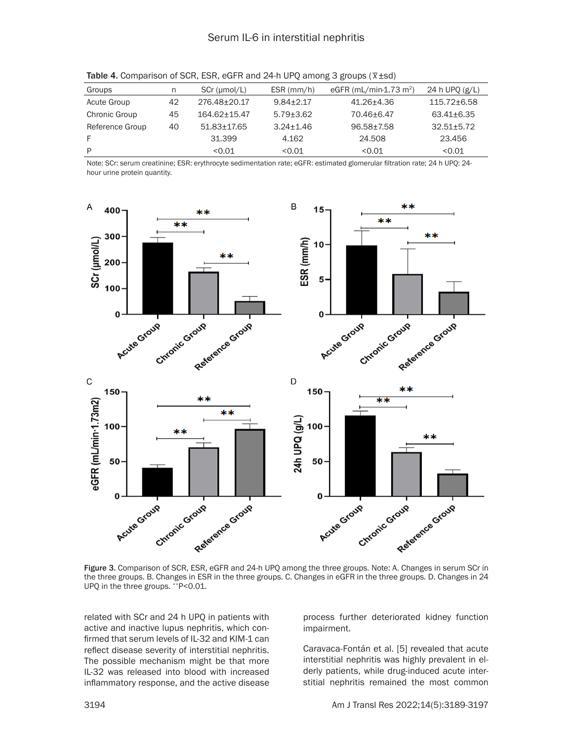**Table 4.** Comparison of SCR, ESR, eGFR and 24-h UPQ among 3 groups ($\bar{x}$±sd)

| Groups | n | SCr (μmol/L) | ESR (mm/h) | eGFR (mL/min·1.73 m$^2$) | 24 h UPQ (g/L) |
|---|---|---|---|---|---|
| Acute Group | 42 | 276.48±20.17 | 9.84±2.17 | 41.26±4.36 | 115.72±6.58 |
| Chronic Group | 45 | 164.62±15.47 | 5.79±3.62 | 70.46±6.47 | 63.41±6.35 |
| Reference Group | 40 | 51.83±17.65 | 3.24±1.46 | 96.58±7.58 | 32.51±5.72 |
| F | | 31.399 | 4.162 | 24.508 | 23.456 |
| P | | <0.01 | <0.01 | <0.01 | <0.01 |

Note: SCr: serum creatinine; ESR: erythrocyte sedimentation rate; eGFR: estimated glomerular filtration rate; 24 h UPQ: 24-hour urine protein quantity.

**Figure 3.** Comparison of SCR, ESR, eGFR and 24-h UPQ among the three groups. Note: A. Changes in serum SCr in the three groups. B. Changes in ESR in the three groups. C. Changes in eGFR in the three groups. D. Changes in 24 UPQ in the three groups. **P<0.01.

related with SCr and 24 h UPQ in patients with active and inactive lupus nephritis, which confirmed that serum levels of IL-32 and KIM-1 can reflect disease severity of interstitial nephritis. The possible mechanism might be that more IL-32 was released into blood with increased inflammatory response, and the active disease process further deteriorated kidney function impairment.

Caravaca-Fontán et al. [5] revealed that acute interstitial nephritis was highly prevalent in elderly patients, while drug-induced acute interstitial nephritis remained the most common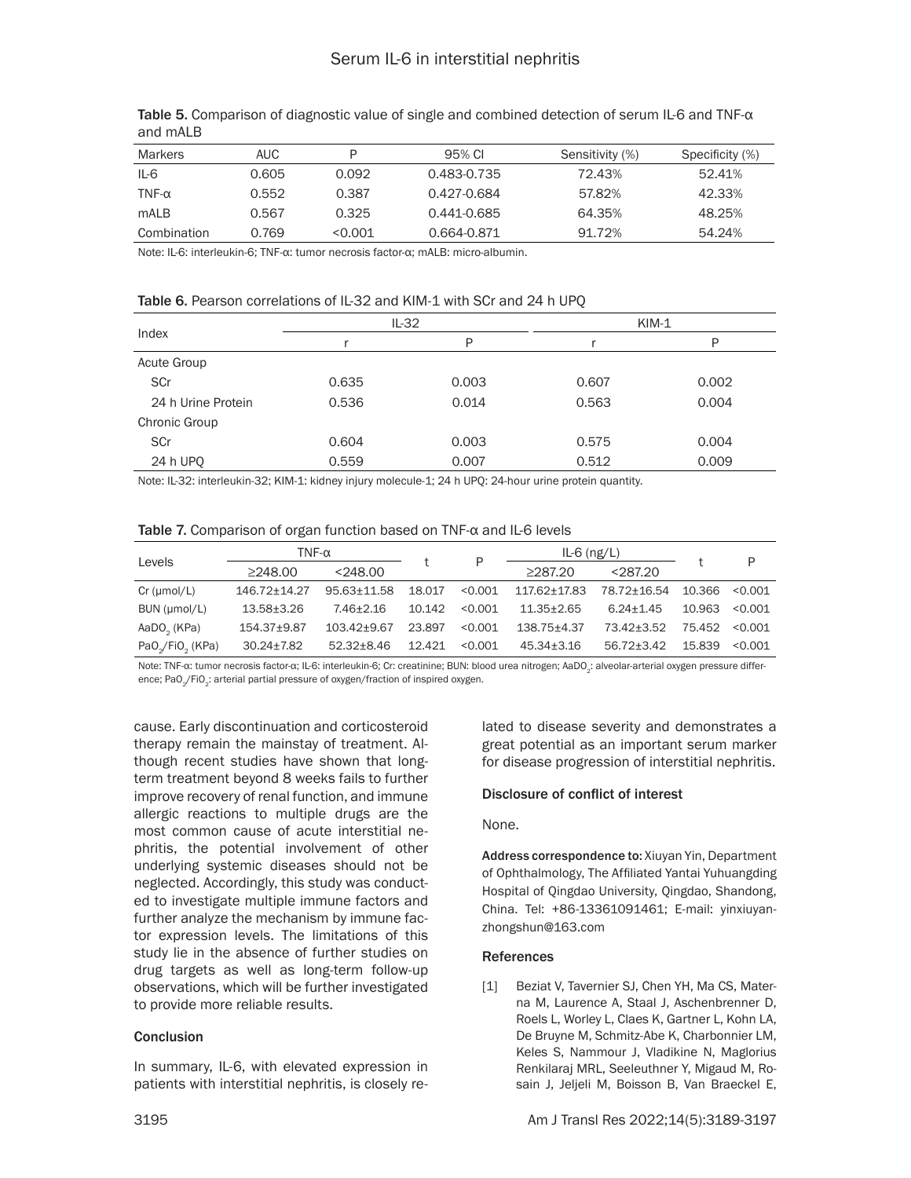Table 5. Comparison of diagnostic value of single and combined detection of serum IL-6 and TNF-α and mALB

| Markers | AUC | P | 95% CI | Sensitivity (%) | Specificity (%) |
|---|---|---|---|---|---|
| IL-6 | 0.605 | 0.092 | 0.483-0.735 | 72.43% | 52.41% |
| TNF-α | 0.552 | 0.387 | 0.427-0.684 | 57.82% | 42.33% |
| mALB | 0.567 | 0.325 | 0.441-0.685 | 64.35% | 48.25% |
| Combination | 0.769 | <0.001 | 0.664-0.871 | 91.72% | 54.24% |

Note: IL-6: interleukin-6; TNF-α: tumor necrosis factor-α; mALB: micro-albumin.

Table 6. Pearson correlations of IL-32 and KIM-1 with SCr and 24 h UPQ

| Index | IL-32 | | KIM-1 | |
|---|---|---|---|---|
| | r | P | r | P |
| Acute Group | | | | |
| SCr | 0.635 | 0.003 | 0.607 | 0.002 |
| 24 h Urine Protein | 0.536 | 0.014 | 0.563 | 0.004 |
| Chronic Group | | | | |
| SCr | 0.604 | 0.003 | 0.575 | 0.004 |
| 24 h UPQ | 0.559 | 0.007 | 0.512 | 0.009 |

Note: IL-32: interleukin-32; KIM-1: kidney injury molecule-1; 24 h UPQ: 24-hour urine protein quantity.

Table 7. Comparison of organ function based on TNF-α and IL-6 levels

| Levels | TNF-α | | t | P | IL-6 (ng/L) | | t | P |
|---|---|---|---|---|---|---|---|---|
| | ≥248.00 | <248.00 | | | ≥287.20 | <287.20 | | |
| Cr (μmol/L) | 146.72±14.27 | 95.63±11.58 | 18.017 | <0.001 | 117.62±17.83 | 78.72±16.54 | 10.366 | <0.001 |
| BUN (μmol/L) | 13.58±3.26 | 7.46±2.16 | 10.142 | <0.001 | 11.35±2.65 | 6.24±1.45 | 10.963 | <0.001 |
| $AaDO_2$ (KPa) | 154.37±9.87 | 103.42±9.67 | 23.897 | <0.001 | 138.75±4.37 | 73.42±3.52 | 75.452 | <0.001 |
| $PaO_2/FiO_2$ (KPa) | 30.24±7.82 | 52.32±8.46 | 12.421 | <0.001 | 45.34±3.16 | 56.72±3.42 | 15.839 | <0.001 |

Note: TNF-α: tumor necrosis factor-α; IL-6: interleukin-6; Cr: creatinine; BUN: blood urea nitrogen; $AaDO_2$: alveolar-arterial oxygen pressure difference; $PaO_2/FiO_2$: arterial partial pressure of oxygen/fraction of inspired oxygen.

cause. Early discontinuation and corticosteroid therapy remain the mainstay of treatment. Although recent studies have shown that long-term treatment beyond 8 weeks fails to further improve recovery of renal function, and immune allergic reactions to multiple drugs are the most common cause of acute interstitial nephritis, the potential involvement of other underlying systemic diseases should not be neglected. Accordingly, this study was conducted to investigate multiple immune factors and further analyze the mechanism by immune factor expression levels. The limitations of this study lie in the absence of further studies on drug targets as well as long-term follow-up observations, which will be further investigated to provide more reliable results.

## Conclusion

In summary, IL-6, with elevated expression in patients with interstitial nephritis, is closely related to disease severity and demonstrates a great potential as an important serum marker for disease progression of interstitial nephritis.

## Disclosure of conflict of interest

None.

**Address correspondence to:** Xiuyan Yin, Department of Ophthalmology, The Affiliated Yantai Yuhuangding Hospital of Qingdao University, Qingdao, Shandong, China. Tel: +86-13361091461; E-mail: yinxiuyanzhongshun@163.com

## References

[1] Beziat V, Tavernier SJ, Chen YH, Ma CS, Materna M, Laurence A, Staal J, Aschenbrenner D, Roels L, Worley L, Claes K, Gartner L, Kohn LA, De Bruyne M, Schmitz-Abe K, Charbonnier LM, Keles S, Nammour J, Vladikine N, Maglorius Renkilaraj MRL, Seeleuthner Y, Migaud M, Rosain J, Jeljeli M, Boisson B, Van Braeckel E,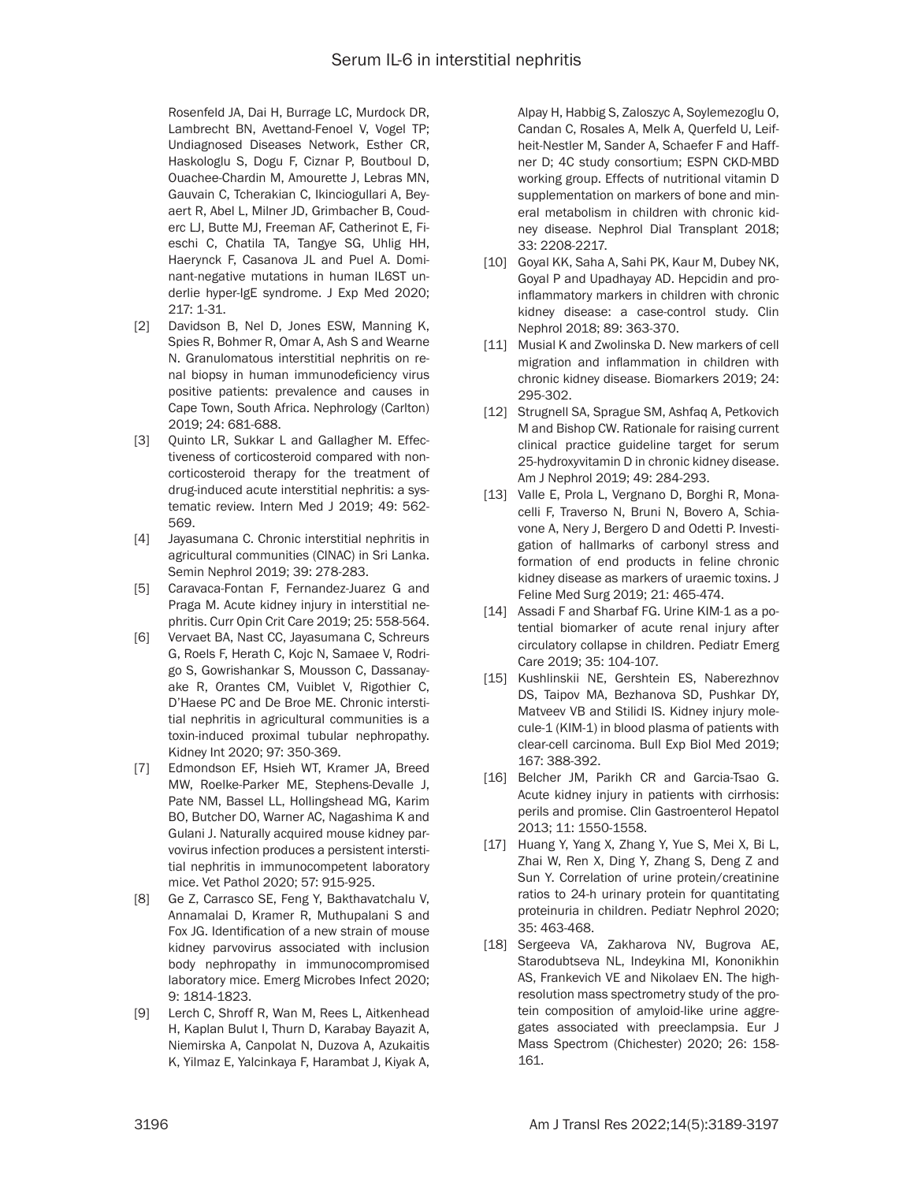Rosenfeld JA, Dai H, Burrage LC, Murdock DR, Lambrecht BN, Avettand-Fenoel V, Vogel TP; Undiagnosed Diseases Network, Esther CR, Haskologlu S, Dogu F, Ciznar P, Boutboul D, Ouachee-Chardin M, Amourette J, Lebras MN, Gauvain C, Tcherakian C, Ikinciogullari A, Beyaert R, Abel L, Milner JD, Grimbacher B, Couderc LJ, Butte MJ, Freeman AF, Catherinot E, Fieschi C, Chatila TA, Tangye SG, Uhlig HH, Haerynck F, Casanova JL and Puel A. Dominant-negative mutations in human IL6ST underlie hyper-IgE syndrome. J Exp Med 2020; 217: 1-31.

[2] Davidson B, Nel D, Jones ESW, Manning K, Spies R, Bohmer R, Omar A, Ash S and Wearne N. Granulomatous interstitial nephritis on renal biopsy in human immunodeficiency virus positive patients: prevalence and causes in Cape Town, South Africa. Nephrology (Carlton) 2019; 24: 681-688.

[3] Quinto LR, Sukkar L and Gallagher M. Effectiveness of corticosteroid compared with non-corticosteroid therapy for the treatment of drug-induced acute interstitial nephritis: a systematic review. Intern Med J 2019; 49: 562-569.

[4] Jayasumana C. Chronic interstitial nephritis in agricultural communities (CINAC) in Sri Lanka. Semin Nephrol 2019; 39: 278-283.

[5] Caravaca-Fontan F, Fernandez-Juarez G and Praga M. Acute kidney injury in interstitial nephritis. Curr Opin Crit Care 2019; 25: 558-564.

[6] Vervaet BA, Nast CC, Jayasumana C, Schreurs G, Roels F, Herath C, Kojc N, Samaee V, Rodrigo S, Gowrishankar S, Mousson C, Dassanayake R, Orantes CM, Vuiblet V, Rigothier C, D'Haese PC and De Broe ME. Chronic interstitial nephritis in agricultural communities is a toxin-induced proximal tubular nephropathy. Kidney Int 2020; 97: 350-369.

[7] Edmondson EF, Hsieh WT, Kramer JA, Breed MW, Roelke-Parker ME, Stephens-Devalle J, Pate NM, Bassel LL, Hollingshead MG, Karim BO, Butcher DO, Warner AC, Nagashima K and Gulani J. Naturally acquired mouse kidney parvovirus infection produces a persistent interstitial nephritis in immunocompetent laboratory mice. Vet Pathol 2020; 57: 915-925.

[8] Ge Z, Carrasco SE, Feng Y, Bakthavatchalu V, Annamalai D, Kramer R, Muthupalani S and Fox JG. Identification of a new strain of mouse kidney parvovirus associated with inclusion body nephropathy in immunocompromised laboratory mice. Emerg Microbes Infect 2020; 9: 1814-1823.

[9] Lerch C, Shroff R, Wan M, Rees L, Aitkenhead H, Kaplan Bulut I, Thurn D, Karabay Bayazit A, Niemirska A, Canpolat N, Duzova A, Azukaitis K, Yilmaz E, Yalcinkaya F, Harambat J, Kiyak A, Alpay H, Habbig S, Zaloszyc A, Soylemezoglu O, Candan C, Rosales A, Melk A, Querfeld U, Leifheit-Nestler M, Sander A, Schaefer F and Haffner D; 4C study consortium; ESPN CKD-MBD working group. Effects of nutritional vitamin D supplementation on markers of bone and mineral metabolism in children with chronic kidney disease. Nephrol Dial Transplant 2018; 33: 2208-2217.

[10] Goyal KK, Saha A, Sahi PK, Kaur M, Dubey NK, Goyal P and Upadhayay AD. Hepcidin and proinflammatory markers in children with chronic kidney disease: a case-control study. Clin Nephrol 2018; 89: 363-370.

[11] Musial K and Zwolinska D. New markers of cell migration and inflammation in children with chronic kidney disease. Biomarkers 2019; 24: 295-302.

[12] Strugnell SA, Sprague SM, Ashfaq A, Petkovich M and Bishop CW. Rationale for raising current clinical practice guideline target for serum 25-hydroxyvitamin D in chronic kidney disease. Am J Nephrol 2019; 49: 284-293.

[13] Valle E, Prola L, Vergnano D, Borghi R, Monacelli F, Traverso N, Bruni N, Bovero A, Schiavone A, Nery J, Bergero D and Odetti P. Investigation of hallmarks of carbonyl stress and formation of end products in feline chronic kidney disease as markers of uraemic toxins. J Feline Med Surg 2019; 21: 465-474.

[14] Assadi F and Sharbaf FG. Urine KIM-1 as a potential biomarker of acute renal injury after circulatory collapse in children. Pediatr Emerg Care 2019; 35: 104-107.

[15] Kushlinskii NE, Gershtein ES, Naberezhnov DS, Taipov MA, Bezhanova SD, Pushkar DY, Matveev VB and Stilidi IS. Kidney injury molecule-1 (KIM-1) in blood plasma of patients with clear-cell carcinoma. Bull Exp Biol Med 2019; 167: 388-392.

[16] Belcher JM, Parikh CR and Garcia-Tsao G. Acute kidney injury in patients with cirrhosis: perils and promise. Clin Gastroenterol Hepatol 2013; 11: 1550-1558.

[17] Huang Y, Yang X, Zhang Y, Yue S, Mei X, Bi L, Zhai W, Ren X, Ding Y, Zhang S, Deng Z and Sun Y. Correlation of urine protein/creatinine ratios to 24-h urinary protein for quantitating proteinuria in children. Pediatr Nephrol 2020; 35: 463-468.

[18] Sergeeva VA, Zakharova NV, Bugrova AE, Starodubtseva NL, Indeykina MI, Kononikhin AS, Frankevich VE and Nikolaev EN. The high-resolution mass spectrometry study of the protein composition of amyloid-like urine aggregates associated with preeclampsia. Eur J Mass Spectrom (Chichester) 2020; 26: 158-161.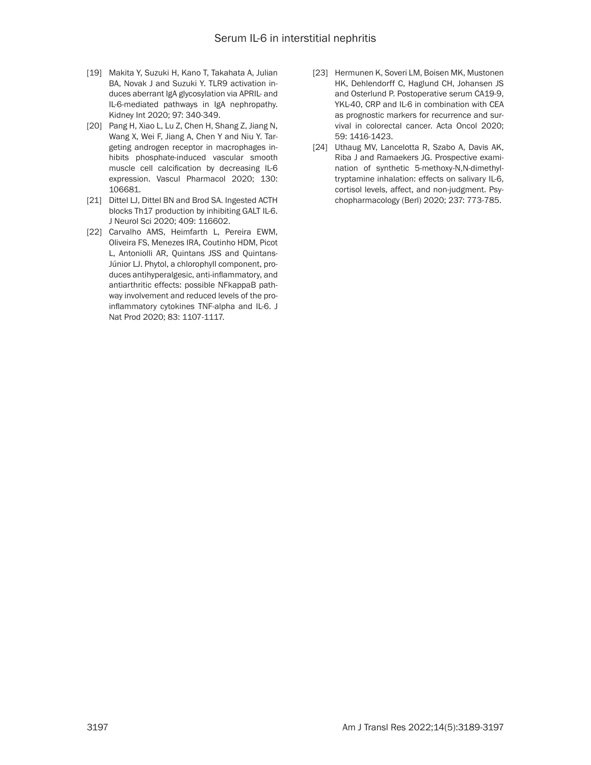[19] Makita Y, Suzuki H, Kano T, Takahata A, Julian BA, Novak J and Suzuki Y. TLR9 activation induces aberrant IgA glycosylation via APRIL- and IL-6-mediated pathways in IgA nephropathy. Kidney Int 2020; 97: 340-349.

[20] Pang H, Xiao L, Lu Z, Chen H, Shang Z, Jiang N, Wang X, Wei F, Jiang A, Chen Y and Niu Y. Targeting androgen receptor in macrophages inhibits phosphate-induced vascular smooth muscle cell calcification by decreasing IL-6 expression. Vascul Pharmacol 2020; 130: 106681.

[21] Dittel LJ, Dittel BN and Brod SA. Ingested ACTH blocks Th17 production by inhibiting GALT IL-6. J Neurol Sci 2020; 409: 116602.

[22] Carvalho AMS, Heimfarth L, Pereira EWM, Oliveira FS, Menezes IRA, Coutinho HDM, Picot L, Antoniolli AR, Quintans JSS and Quintans-Júnior LJ. Phytol, a chlorophyll component, produces antihyperalgesic, anti-inflammatory, and antiarthritic effects: possible NFkappaB pathway involvement and reduced levels of the proinflammatory cytokines TNF-alpha and IL-6. J Nat Prod 2020; 83: 1107-1117.

[23] Hermunen K, Soveri LM, Boisen MK, Mustonen HK, Dehlendorff C, Haglund CH, Johansen JS and Osterlund P. Postoperative serum CA19-9, YKL-40, CRP and IL-6 in combination with CEA as prognostic markers for recurrence and survival in colorectal cancer. Acta Oncol 2020; 59: 1416-1423.

[24] Uthaug MV, Lancelotta R, Szabo A, Davis AK, Riba J and Ramaekers JG. Prospective examination of synthetic 5-methoxy-N,N-dimethyltryptamine inhalation: effects on salivary IL-6, cortisol levels, affect, and non-judgment. Psychopharmacology (Berl) 2020; 237: 773-785.